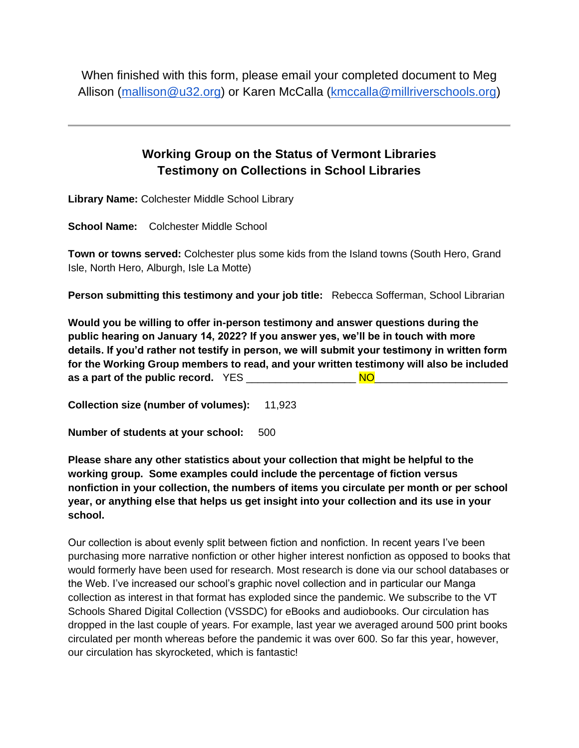When finished with this form, please email your completed document to Meg Allison (mallison@u32.org) or Karen McCalla (kmccalla@millriverschools.org)

---

## Working Group on the Status of Vermont Libraries
## Testimony on Collections in School Libraries

**Library Name:** Colchester Middle School Library

**School Name:** Colchester Middle School

**Town or towns served:** Colchester plus some kids from the Island towns (South Hero, Grand Isle, North Hero, Alburgh, Isle La Motte)

**Person submitting this testimony and your job title:** Rebecca Sofferman, School Librarian

**Would you be willing to offer in-person testimony and answer questions during the public hearing on January 14, 2022? If you answer yes, we'll be in touch with more details. If you'd rather not testify in person, we will submit your testimony in written form for the Working Group members to read, and your written testimony will also be included as a part of the public record.** YES ___________________ NO_______________________

**Collection size (number of volumes):** 11,923

**Number of students at your school:** 500

**Please share any other statistics about your collection that might be helpful to the working group. Some examples could include the percentage of fiction versus nonfiction in your collection, the numbers of items you circulate per month or per school year, or anything else that helps us get insight into your collection and its use in your school.**

Our collection is about evenly split between fiction and nonfiction. In recent years I've been purchasing more narrative nonfiction or other higher interest nonfiction as opposed to books that would formerly have been used for research. Most research is done via our school databases or the Web. I've increased our school's graphic novel collection and in particular our Manga collection as interest in that format has exploded since the pandemic. We subscribe to the VT Schools Shared Digital Collection (VSSDC) for eBooks and audiobooks. Our circulation has dropped in the last couple of years. For example, last year we averaged around 500 print books circulated per month whereas before the pandemic it was over 600. So far this year, however, our circulation has skyrocketed, which is fantastic!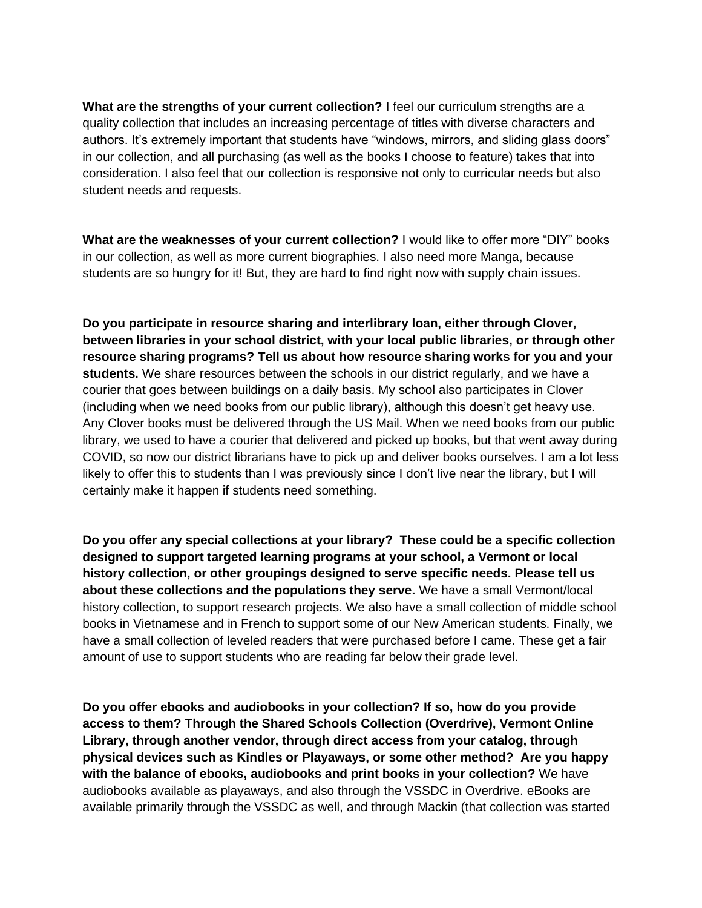**What are the strengths of your current collection?** I feel our curriculum strengths are a quality collection that includes an increasing percentage of titles with diverse characters and authors. It's extremely important that students have "windows, mirrors, and sliding glass doors" in our collection, and all purchasing (as well as the books I choose to feature) takes that into consideration. I also feel that our collection is responsive not only to curricular needs but also student needs and requests.

**What are the weaknesses of your current collection?** I would like to offer more "DIY" books in our collection, as well as more current biographies. I also need more Manga, because students are so hungry for it! But, they are hard to find right now with supply chain issues.

**Do you participate in resource sharing and interlibrary loan, either through Clover, between libraries in your school district, with your local public libraries, or through other resource sharing programs? Tell us about how resource sharing works for you and your students.** We share resources between the schools in our district regularly, and we have a courier that goes between buildings on a daily basis. My school also participates in Clover (including when we need books from our public library), although this doesn't get heavy use. Any Clover books must be delivered through the US Mail. When we need books from our public library, we used to have a courier that delivered and picked up books, but that went away during COVID, so now our district librarians have to pick up and deliver books ourselves. I am a lot less likely to offer this to students than I was previously since I don't live near the library, but I will certainly make it happen if students need something.

**Do you offer any special collections at your library? These could be a specific collection designed to support targeted learning programs at your school, a Vermont or local history collection, or other groupings designed to serve specific needs. Please tell us about these collections and the populations they serve.** We have a small Vermont/local history collection, to support research projects. We also have a small collection of middle school books in Vietnamese and in French to support some of our New American students. Finally, we have a small collection of leveled readers that were purchased before I came. These get a fair amount of use to support students who are reading far below their grade level.

**Do you offer ebooks and audiobooks in your collection? If so, how do you provide access to them? Through the Shared Schools Collection (Overdrive), Vermont Online Library, through another vendor, through direct access from your catalog, through physical devices such as Kindles or Playaways, or some other method? Are you happy with the balance of ebooks, audiobooks and print books in your collection?** We have audiobooks available as playaways, and also through the VSSDC in Overdrive. eBooks are available primarily through the VSSDC as well, and through Mackin (that collection was started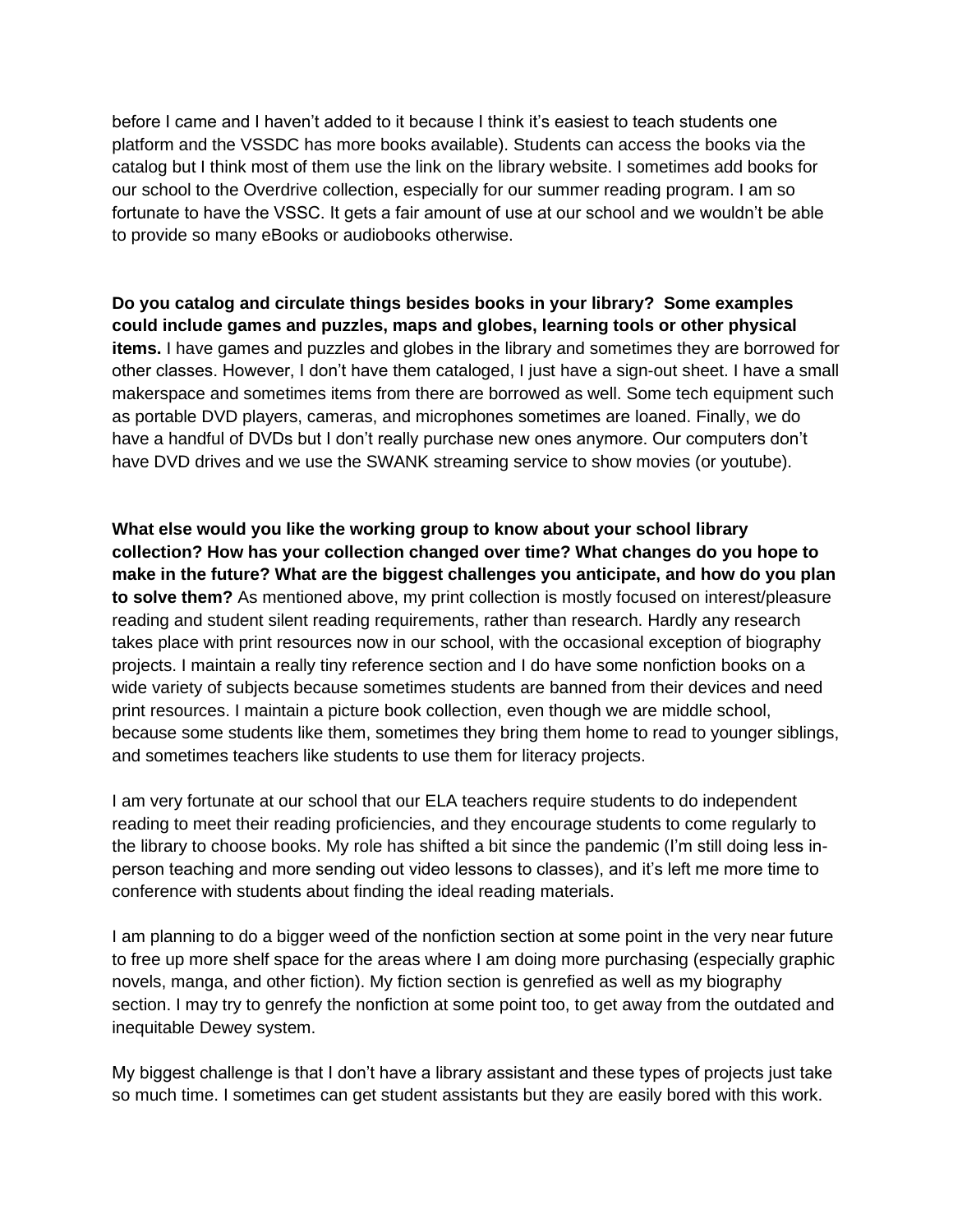before I came and I haven't added to it because I think it's easiest to teach students one platform and the VSSDC has more books available). Students can access the books via the catalog but I think most of them use the link on the library website. I sometimes add books for our school to the Overdrive collection, especially for our summer reading program. I am so fortunate to have the VSSC. It gets a fair amount of use at our school and we wouldn't be able to provide so many eBooks or audiobooks otherwise.

**Do you catalog and circulate things besides books in your library? Some examples could include games and puzzles, maps and globes, learning tools or other physical items.** I have games and puzzles and globes in the library and sometimes they are borrowed for other classes. However, I don't have them cataloged, I just have a sign-out sheet. I have a small makerspace and sometimes items from there are borrowed as well. Some tech equipment such as portable DVD players, cameras, and microphones sometimes are loaned. Finally, we do have a handful of DVDs but I don't really purchase new ones anymore. Our computers don't have DVD drives and we use the SWANK streaming service to show movies (or youtube).

**What else would you like the working group to know about your school library collection? How has your collection changed over time? What changes do you hope to make in the future? What are the biggest challenges you anticipate, and how do you plan to solve them?** As mentioned above, my print collection is mostly focused on interest/pleasure reading and student silent reading requirements, rather than research. Hardly any research takes place with print resources now in our school, with the occasional exception of biography projects. I maintain a really tiny reference section and I do have some nonfiction books on a wide variety of subjects because sometimes students are banned from their devices and need print resources. I maintain a picture book collection, even though we are middle school, because some students like them, sometimes they bring them home to read to younger siblings, and sometimes teachers like students to use them for literacy projects.

I am very fortunate at our school that our ELA teachers require students to do independent reading to meet their reading proficiencies, and they encourage students to come regularly to the library to choose books. My role has shifted a bit since the pandemic (I'm still doing less in-person teaching and more sending out video lessons to classes), and it's left me more time to conference with students about finding the ideal reading materials.

I am planning to do a bigger weed of the nonfiction section at some point in the very near future to free up more shelf space for the areas where I am doing more purchasing (especially graphic novels, manga, and other fiction). My fiction section is genrefied as well as my biography section. I may try to genrefy the nonfiction at some point too, to get away from the outdated and inequitable Dewey system.

My biggest challenge is that I don't have a library assistant and these types of projects just take so much time. I sometimes can get student assistants but they are easily bored with this work.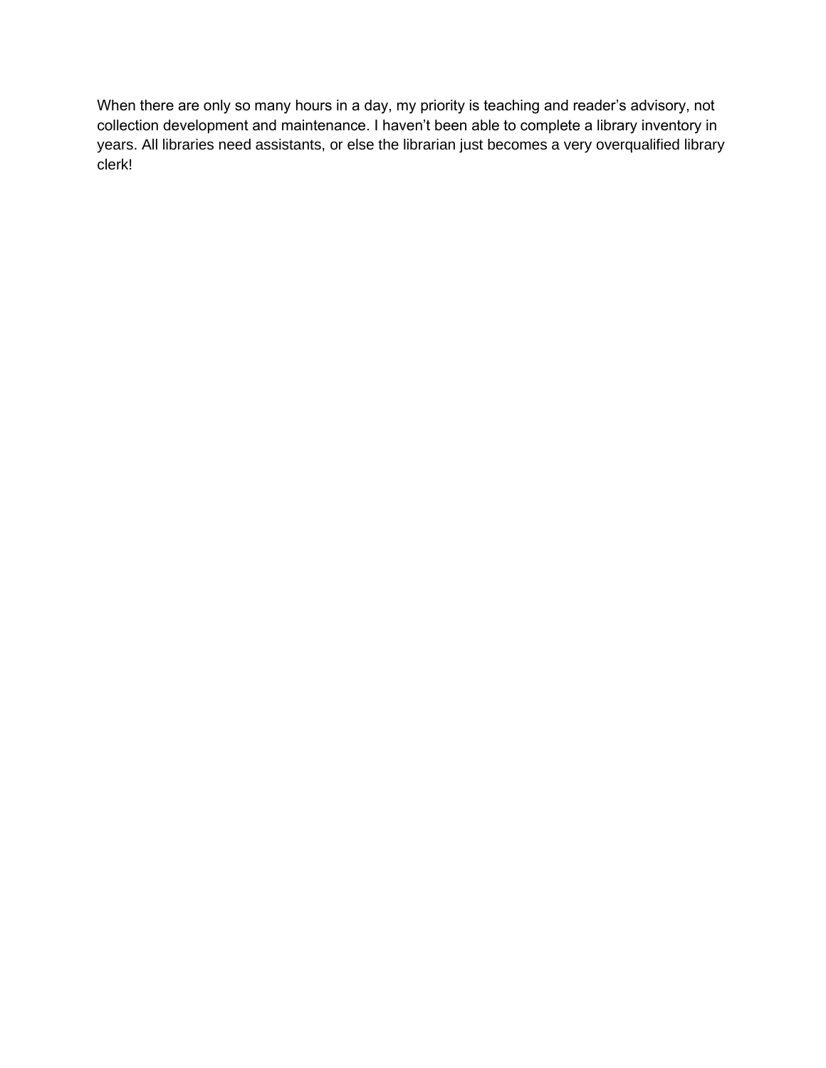When there are only so many hours in a day, my priority is teaching and reader's advisory, not collection development and maintenance. I haven't been able to complete a library inventory in years. All libraries need assistants, or else the librarian just becomes a very overqualified library clerk!